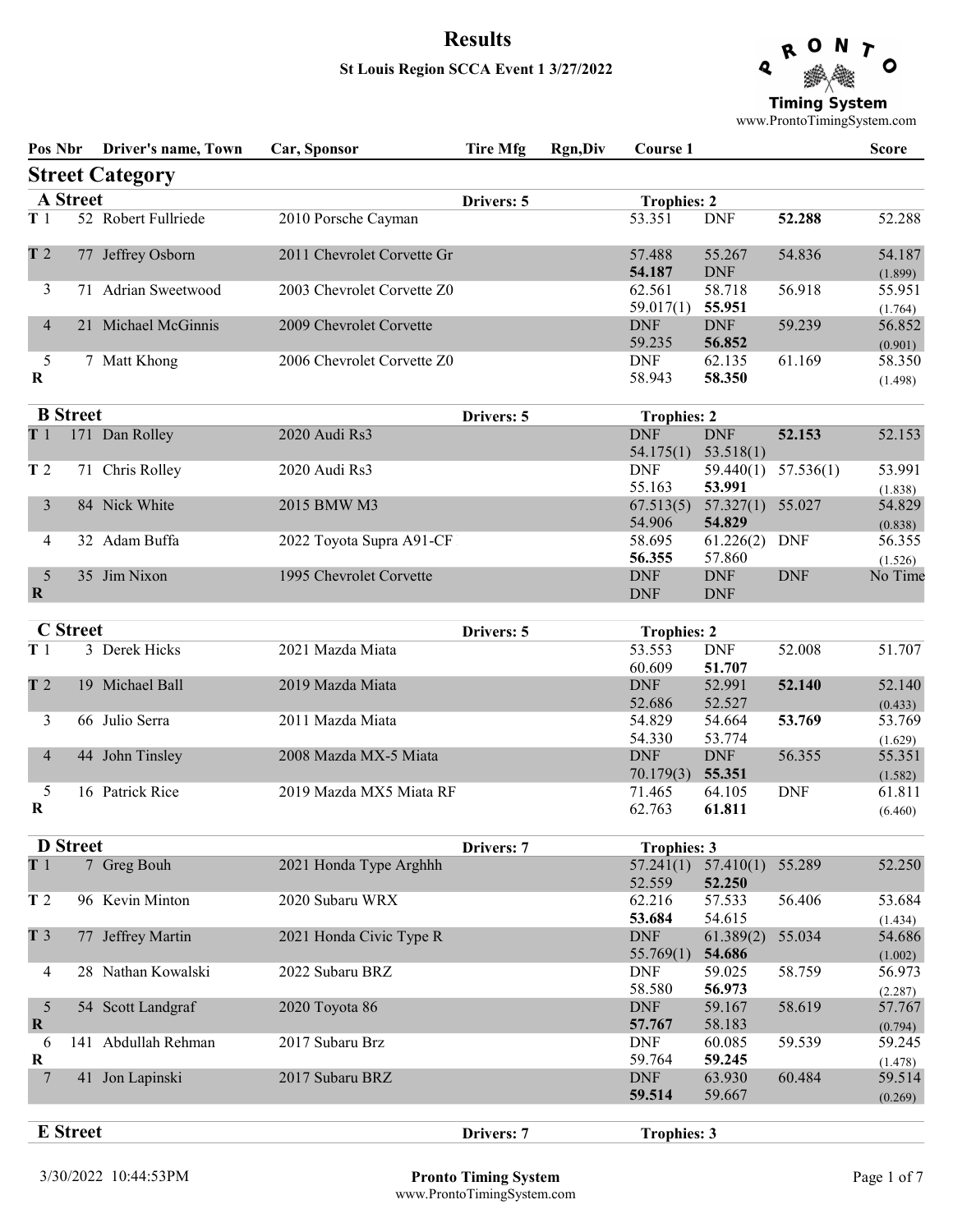# Results

**St Louis Region SCCA Event 1 3/27/2022**

## Street Category

### A Street

Drivers: 5 | Trophies: 2

| Pos | Nbr | Driver's name, Town | Car, Sponsor | Tire Mfg | Rgn,Div | Course 1 | | | Score |
|---|---|---|---|---|---|---|---|---|---|
| T 1 | 52 | Robert Fullriede | 2010 Porsche Cayman | | | 53.351 | DNF | **52.288** | 52.288 |
| T 2 | 77 | Jeffrey Osborn | 2011 Chevrolet Corvette Gr | | | 57.488 / **54.187** | 55.267 / DNF | 54.836 | 54.187 (1.899) |
| 3 | 71 | Adrian Sweetwood | 2003 Chevrolet Corvette Z0 | | | 62.561 / 59.017(1) | 58.718 / **55.951** | 56.918 | 55.951 (1.764) |
| 4 | 21 | Michael McGinnis | 2009 Chevrolet Corvette | | | DNF / 59.235 | DNF / **56.852** | 59.239 | 56.852 (0.901) |
| 5 R | 7 | Matt Khong | 2006 Chevrolet Corvette Z0 | | | DNF / 58.943 | 62.135 / **58.350** | 61.169 | 58.350 (1.498) |

### B Street

Drivers: 5 | Trophies: 2

| Pos | Nbr | Driver's name, Town | Car, Sponsor | Tire Mfg | Rgn,Div | Course 1 | | | Score |
|---|---|---|---|---|---|---|---|---|---|
| T 1 | 171 | Dan Rolley | 2020 Audi Rs3 | | | DNF / 54.175(1) | DNF / 53.518(1) | **52.153** | 52.153 |
| T 2 | 71 | Chris Rolley | 2020 Audi Rs3 | | | DNF / 55.163 | 59.440(1) / **53.991** | 57.536(1) | 53.991 (1.838) |
| 3 | 84 | Nick White | 2015 BMW M3 | | | 67.513(5) / 54.906 | 57.327(1) / **54.829** | 55.027 | 54.829 (0.838) |
| 4 | 32 | Adam Buffa | 2022 Toyota Supra A91-CF | | | 58.695 / **56.355** | 61.226(2) / 57.860 | DNF | 56.355 (1.526) |
| 5 R | 35 | Jim Nixon | 1995 Chevrolet Corvette | | | DNF / DNF | DNF / DNF | DNF | No Time |

### C Street

Drivers: 5 | Trophies: 2

| Pos | Nbr | Driver's name, Town | Car, Sponsor | Tire Mfg | Rgn,Div | Course 1 | | | Score |
|---|---|---|---|---|---|---|---|---|---|
| T 1 | 3 | Derek Hicks | 2021 Mazda Miata | | | 53.553 / 60.609 | DNF / **51.707** | 52.008 | 51.707 |
| T 2 | 19 | Michael Ball | 2019 Mazda Miata | | | DNF / 52.686 | 52.991 / 52.527 | **52.140** | 52.140 (0.433) |
| 3 | 66 | Julio Serra | 2011 Mazda Miata | | | 54.829 / 54.330 | 54.664 / 53.774 | **53.769** | 53.769 (1.629) |
| 4 | 44 | John Tinsley | 2008 Mazda MX-5 Miata | | | DNF / 70.179(3) | DNF / **55.351** | 56.355 | 55.351 (1.582) |
| 5 R | 16 | Patrick Rice | 2019 Mazda MX5 Miata RF | | | 71.465 / 62.763 | 64.105 / **61.811** | DNF | 61.811 (6.460) |

### D Street

Drivers: 7 | Trophies: 3

| Pos | Nbr | Driver's name, Town | Car, Sponsor | Tire Mfg | Rgn,Div | Course 1 | | | Score |
|---|---|---|---|---|---|---|---|---|---|
| T 1 | 7 | Greg Bouh | 2021 Honda Type Arghhh | | | 57.241(1) / 52.559 | 57.410(1) / **52.250** | 55.289 | 52.250 |
| T 2 | 96 | Kevin Minton | 2020 Subaru WRX | | | 62.216 / **53.684** | 57.533 / 54.615 | 56.406 | 53.684 (1.434) |
| T 3 | 77 | Jeffrey Martin | 2021 Honda Civic Type R | | | DNF / 55.769(1) | 61.389(2) / **54.686** | 55.034 | 54.686 (1.002) |
| 4 | 28 | Nathan Kowalski | 2022 Subaru BRZ | | | DNF / 58.580 | 59.025 / **56.973** | 58.759 | 56.973 (2.287) |
| 5 R | 54 | Scott Landgraf | 2020 Toyota 86 | | | DNF / **57.767** | 59.167 / 58.183 | 58.619 | 57.767 (0.794) |
| 6 R | 141 | Abdullah Rehman | 2017 Subaru Brz | | | DNF / 59.764 | 60.085 / **59.245** | 59.539 | 59.245 (1.478) |
| 7 | 41 | Jon Lapinski | 2017 Subaru BRZ | | | DNF / **59.514** | 63.930 / 59.667 | 60.484 | 59.514 (0.269) |

### E Street

Drivers: 7 | Trophies: 3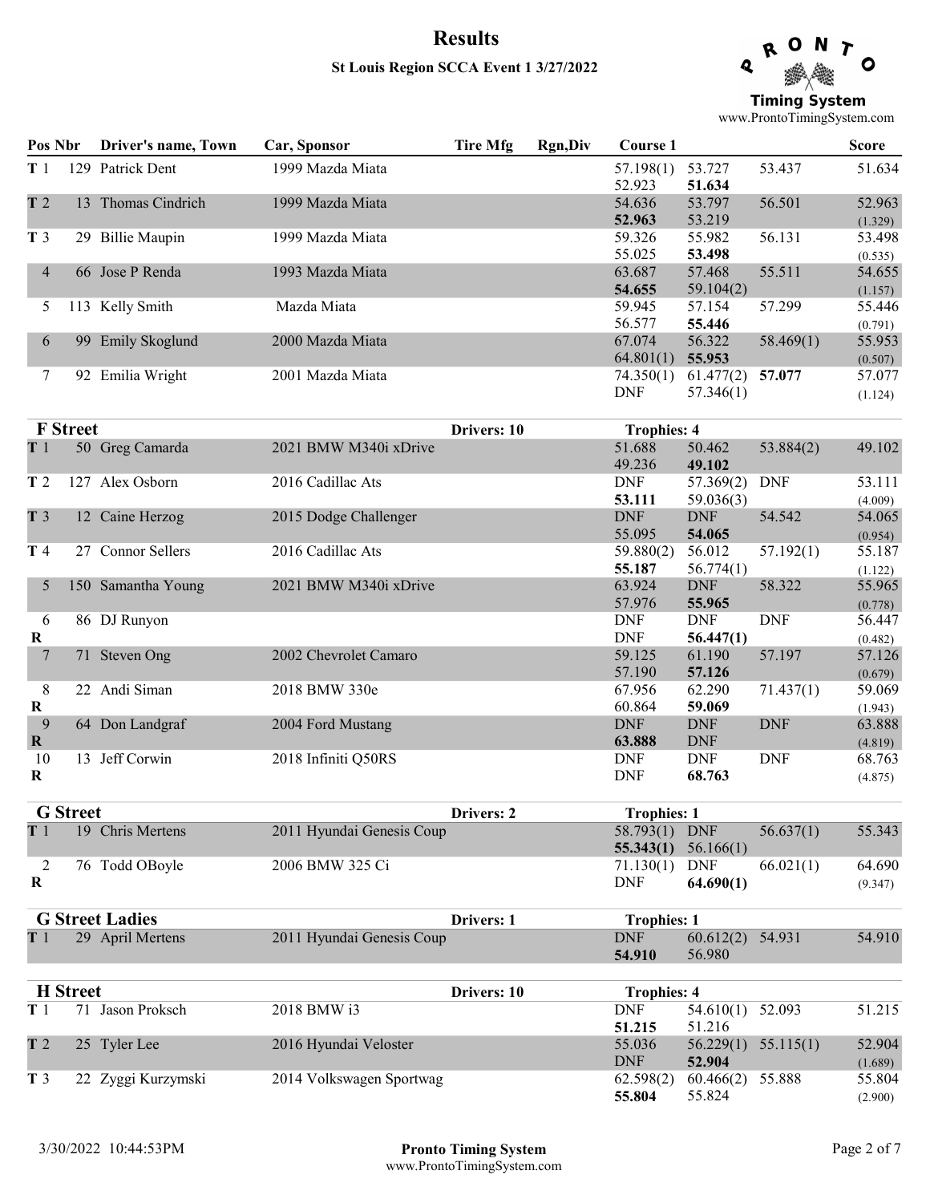# Results

## St Louis Region SCCA Event 1 3/27/2022

| Pos | Nbr | Driver's name, Town | Car, Sponsor | Tire Mfg | Rgn,Div | Course 1 | | | Score |
|---|---|---|---|---|---|---|---|---|---|
| T 1 | 129 | Patrick Dent | 1999 Mazda Miata | | | 57.198(1) | 53.727 | 53.437 | 51.634 |
| | | | | | | 52.923 | **51.634** | | |
| T 2 | 13 | Thomas Cindrich | 1999 Mazda Miata | | | 54.636 | 53.797 | 56.501 | 52.963 |
| | | | | | | **52.963** | 53.219 | | (1.329) |
| T 3 | 29 | Billie Maupin | 1999 Mazda Miata | | | 59.326 | 55.982 | 56.131 | 53.498 |
| | | | | | | 55.025 | **53.498** | | (0.535) |
| 4 | 66 | Jose P Renda | 1993 Mazda Miata | | | 63.687 | 57.468 | 55.511 | 54.655 |
| | | | | | | **54.655** | 59.104(2) | | (1.157) |
| 5 | 113 | Kelly Smith | Mazda Miata | | | 59.945 | 57.154 | 57.299 | 55.446 |
| | | | | | | 56.577 | **55.446** | | (0.791) |
| 6 | 99 | Emily Skoglund | 2000 Mazda Miata | | | 67.074 | 56.322 | 58.469(1) | 55.953 |
| | | | | | | 64.801(1) | **55.953** | | (0.507) |
| 7 | 92 | Emilia Wright | 2001 Mazda Miata | | | 74.350(1) | 61.477(2) | **57.077** | 57.077 |
| | | | | | | DNF | 57.346(1) | | (1.124) |

### F Street — Drivers: 10 — Trophies: 4

| Pos | Nbr | Driver's name, Town | Car, Sponsor | Tire Mfg | Rgn,Div | Course 1 | | | Score |
|---|---|---|---|---|---|---|---|---|---|
| T 1 | 50 | Greg Camarda | 2021 BMW M340i xDrive | | | 51.688 | 50.462 | 53.884(2) | 49.102 |
| | | | | | | 49.236 | **49.102** | | |
| T 2 | 127 | Alex Osborn | 2016 Cadillac Ats | | | DNF | 57.369(2) | DNF | 53.111 |
| | | | | | | **53.111** | 59.036(3) | | (4.009) |
| T 3 | 12 | Caine Herzog | 2015 Dodge Challenger | | | DNF | DNF | 54.542 | 54.065 |
| | | | | | | 55.095 | **54.065** | | (0.954) |
| T 4 | 27 | Connor Sellers | 2016 Cadillac Ats | | | 59.880(2) | 56.012 | 57.192(1) | 55.187 |
| | | | | | | **55.187** | 56.774(1) | | (1.122) |
| 5 | 150 | Samantha Young | 2021 BMW M340i xDrive | | | 63.924 | DNF | 58.322 | 55.965 |
| | | | | | | 57.976 | **55.965** | | (0.778) |
| 6 R | 86 | DJ Runyon | | | | DNF | DNF | DNF | 56.447 |
| | | | | | | DNF | **56.447(1)** | | (0.482) |
| 7 | 71 | Steven Ong | 2002 Chevrolet Camaro | | | 59.125 | 61.190 | 57.197 | 57.126 |
| | | | | | | 57.190 | **57.126** | | (0.679) |
| 8 R | 22 | Andi Siman | 2018 BMW 330e | | | 67.956 | 62.290 | 71.437(1) | 59.069 |
| | | | | | | 60.864 | **59.069** | | (1.943) |
| 9 R | 64 | Don Landgraf | 2004 Ford Mustang | | | DNF | DNF | DNF | 63.888 |
| | | | | | | **63.888** | DNF | | (4.819) |
| 10 R | 13 | Jeff Corwin | 2018 Infiniti Q50RS | | | DNF | DNF | DNF | 68.763 |
| | | | | | | DNF | **68.763** | | (4.875) |

### G Street — Drivers: 2 — Trophies: 1

| Pos | Nbr | Driver's name, Town | Car, Sponsor | Tire Mfg | Rgn,Div | Course 1 | | | Score |
|---|---|---|---|---|---|---|---|---|---|
| T 1 | 19 | Chris Mertens | 2011 Hyundai Genesis Coup | | | 58.793(1) | DNF | 56.637(1) | 55.343 |
| | | | | | | **55.343(1)** | 56.166(1) | | |
| 2 R | 76 | Todd OBoyle | 2006 BMW 325 Ci | | | 71.130(1) | DNF | 66.021(1) | 64.690 |
| | | | | | | DNF | **64.690(1)** | | (9.347) |

### G Street Ladies — Drivers: 1 — Trophies: 1

| Pos | Nbr | Driver's name, Town | Car, Sponsor | Tire Mfg | Rgn,Div | Course 1 | | | Score |
|---|---|---|---|---|---|---|---|---|---|
| T 1 | 29 | April Mertens | 2011 Hyundai Genesis Coup | | | DNF | 60.612(2) | 54.931 | 54.910 |
| | | | | | | **54.910** | 56.980 | | |

### H Street — Drivers: 10 — Trophies: 4

| Pos | Nbr | Driver's name, Town | Car, Sponsor | Tire Mfg | Rgn,Div | Course 1 | | | Score |
|---|---|---|---|---|---|---|---|---|---|
| T 1 | 71 | Jason Proksch | 2018 BMW i3 | | | DNF | 54.610(1) | 52.093 | 51.215 |
| | | | | | | **51.215** | 51.216 | | |
| T 2 | 25 | Tyler Lee | 2016 Hyundai Veloster | | | 55.036 | 56.229(1) | 55.115(1) | 52.904 |
| | | | | | | DNF | **52.904** | | (1.689) |
| T 3 | 22 | Zyggi Kurzymski | 2014 Volkswagen Sportwag | | | 62.598(2) | 60.466(2) | 55.888 | 55.804 |
| | | | | | | **55.804** | 55.824 | | (2.900) |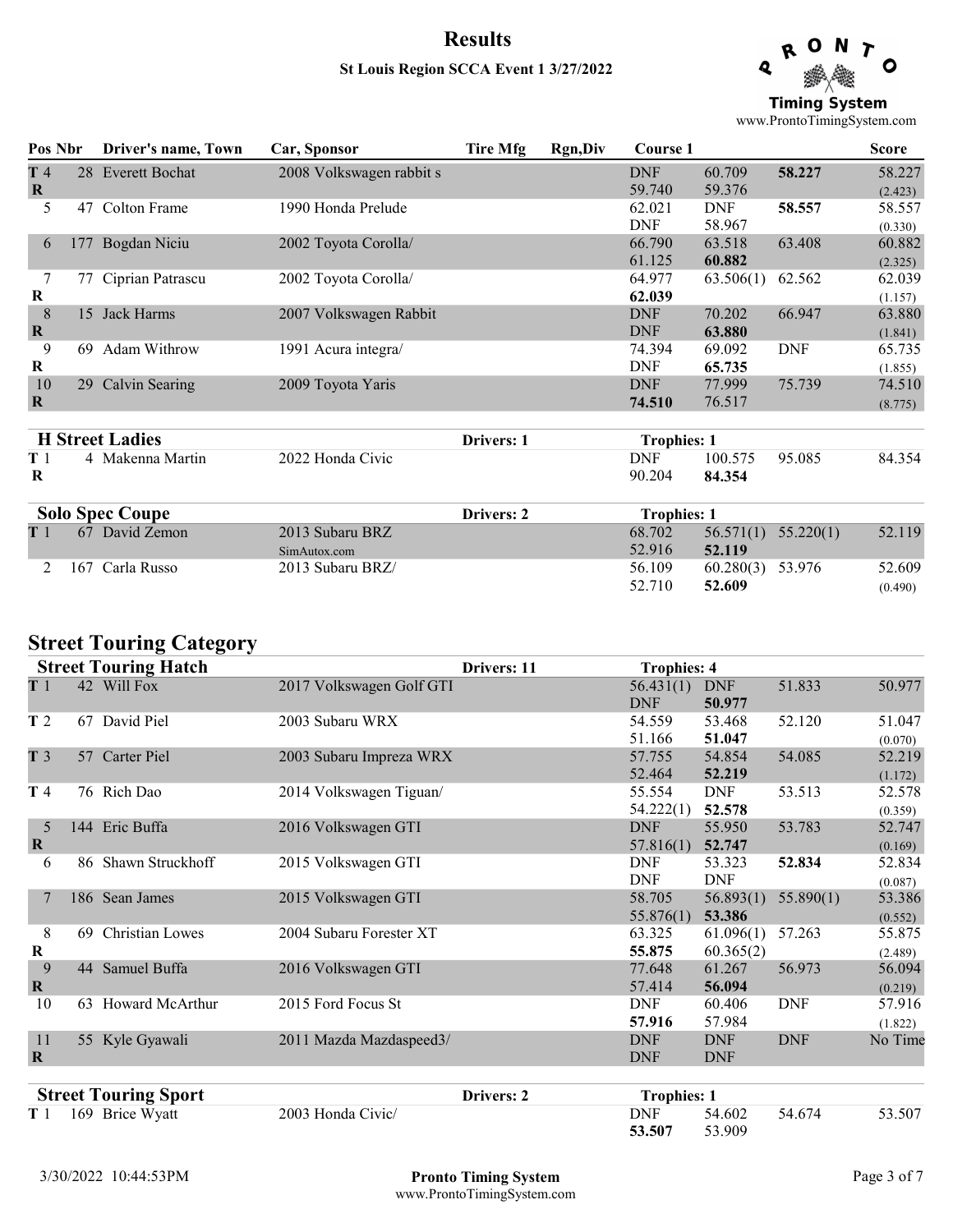# Results

**St Louis Region SCCA Event 1 3/27/2022**

| Pos | Nbr | Driver's name, Town | Car, Sponsor | Tire Mfg | Rgn,Div | Course 1 | | | Score |
|---|---|---|---|---|---|---|---|---|---|
| T 4 R | 28 | Everett Bochat | 2008 Volkswagen rabbit s | | | DNF<br>59.740 | 60.709<br>59.376 | **58.227** | 58.227<br>(2.423) |
| 5 | 47 | Colton Frame | 1990 Honda Prelude | | | 62.021<br>DNF | DNF<br>58.967 | **58.557** | 58.557<br>(0.330) |
| 6 | 177 | Bogdan Niciu | 2002 Toyota Corolla/ | | | 66.790<br>61.125 | 63.518<br>**60.882** | 63.408 | 60.882<br>(2.325) |
| 7 R | 77 | Ciprian Patrascu | 2002 Toyota Corolla/ | | | 64.977<br>**62.039** | 63.506(1) | 62.562 | 62.039<br>(1.157) |
| 8 R | 15 | Jack Harms | 2007 Volkswagen Rabbit | | | DNF<br>DNF | 70.202<br>**63.880** | 66.947 | 63.880<br>(1.841) |
| 9 R | 69 | Adam Withrow | 1991 Acura integra/ | | | 74.394<br>DNF | 69.092<br>**65.735** | DNF | 65.735<br>(1.855) |
| 10 R | 29 | Calvin Searing | 2009 Toyota Yaris | | | DNF<br>**74.510** | 77.999<br>76.517 | 75.739 | 74.510<br>(8.775) |

## H Street Ladies

Drivers: 1 — Trophies: 1

| Pos | Nbr | Driver's name, Town | Car, Sponsor | Tire Mfg | Rgn,Div | Course 1 | | | Score |
|---|---|---|---|---|---|---|---|---|---|
| T 1 R | 4 | Makenna Martin | 2022 Honda Civic | | | DNF<br>90.204 | 100.575<br>**84.354** | 95.085 | 84.354 |

## Solo Spec Coupe

Drivers: 2 — Trophies: 1

| Pos | Nbr | Driver's name, Town | Car, Sponsor | Tire Mfg | Rgn,Div | Course 1 | | | Score |
|---|---|---|---|---|---|---|---|---|---|
| T 1 | 67 | David Zemon | 2013 Subaru BRZ<br>SimAutox.com | | | 68.702<br>52.916 | 56.571(1)<br>**52.119** | 55.220(1) | 52.119 |
| 2 | 167 | Carla Russo | 2013 Subaru BRZ/ | | | 56.109<br>52.710 | 60.280(3)<br>**52.609** | 53.976 | 52.609<br>(0.490) |

# Street Touring Category

## Street Touring Hatch

Drivers: 11 — Trophies: 4

| Pos | Nbr | Driver's name, Town | Car, Sponsor | Tire Mfg | Rgn,Div | Course 1 | | | Score |
|---|---|---|---|---|---|---|---|---|---|
| T 1 | 42 | Will Fox | 2017 Volkswagen Golf GTI | | | 56.431(1)<br>DNF | DNF<br>**50.977** | 51.833 | 50.977 |
| T 2 | 67 | David Piel | 2003 Subaru WRX | | | 54.559<br>51.166 | 53.468<br>**51.047** | 52.120 | 51.047<br>(0.070) |
| T 3 | 57 | Carter Piel | 2003 Subaru Impreza WRX | | | 57.755<br>52.464 | 54.854<br>**52.219** | 54.085 | 52.219<br>(1.172) |
| T 4 | 76 | Rich Dao | 2014 Volkswagen Tiguan/ | | | 55.554<br>54.222(1) | DNF<br>**52.578** | 53.513 | 52.578<br>(0.359) |
| 5 R | 144 | Eric Buffa | 2016 Volkswagen GTI | | | DNF<br>57.816(1) | 55.950<br>**52.747** | 53.783 | 52.747<br>(0.169) |
| 6 | 86 | Shawn Struckhoff | 2015 Volkswagen GTI | | | DNF<br>DNF | 53.323<br>DNF | **52.834** | 52.834<br>(0.087) |
| 7 | 186 | Sean James | 2015 Volkswagen GTI | | | 58.705<br>55.876(1) | 56.893(1)<br>**53.386** | 55.890(1) | 53.386<br>(0.552) |
| 8 R | 69 | Christian Lowes | 2004 Subaru Forester XT | | | 63.325<br>**55.875** | 61.096(1)<br>60.365(2) | 57.263 | 55.875<br>(2.489) |
| 9 R | 44 | Samuel Buffa | 2016 Volkswagen GTI | | | 77.648<br>57.414 | 61.267<br>**56.094** | 56.973 | 56.094<br>(0.219) |
| 10 | 63 | Howard McArthur | 2015 Ford Focus St | | | DNF<br>**57.916** | 60.406<br>57.984 | DNF | 57.916<br>(1.822) |
| 11 R | 55 | Kyle Gyawali | 2011 Mazda Mazdaspeed3/ | | | DNF<br>DNF | DNF<br>DNF | DNF | No Time |

## Street Touring Sport

Drivers: 2 — Trophies: 1

| Pos | Nbr | Driver's name, Town | Car, Sponsor | Tire Mfg | Rgn,Div | Course 1 | | | Score |
|---|---|---|---|---|---|---|---|---|---|
| T 1 | 169 | Brice Wyatt | 2003 Honda Civic/ | | | DNF<br>**53.507** | 54.602<br>53.909 | 54.674 | 53.507 |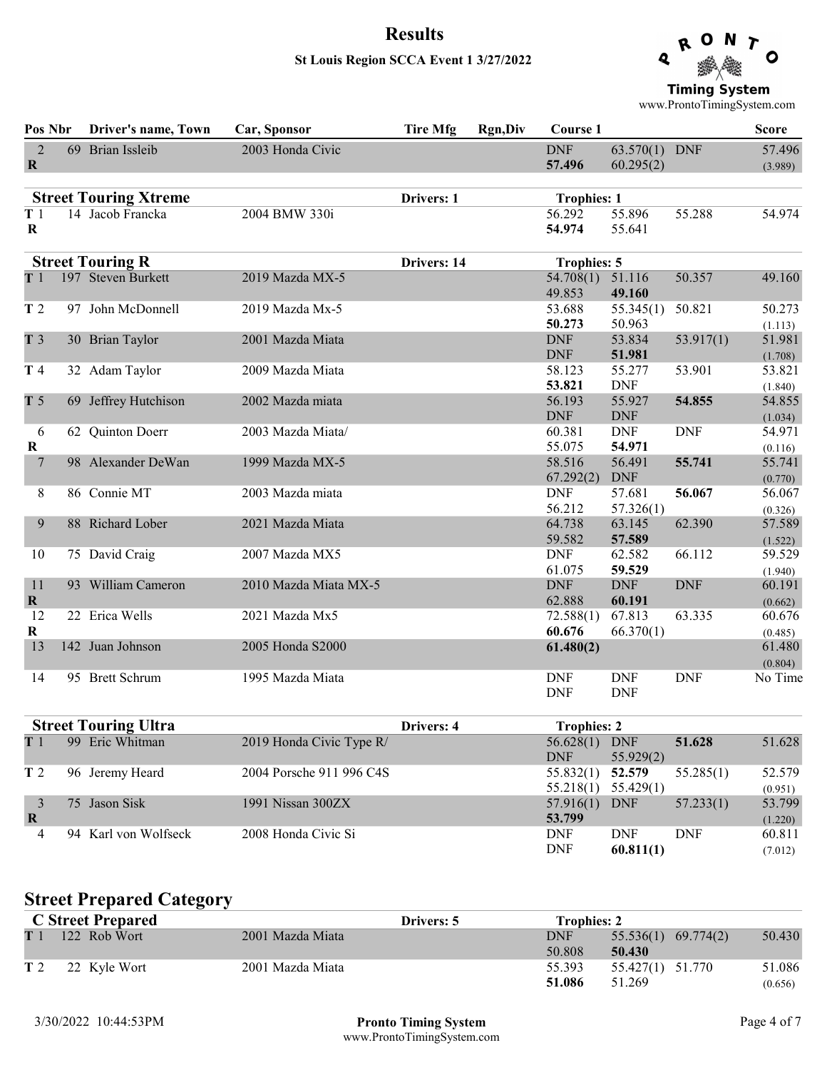# Results

**St Louis Region SCCA Event 1 3/27/2022**

| Pos | Nbr | Driver's name, Town | Car, Sponsor | Tire Mfg | Rgn,Div | Course 1 | | | Score |
|---|---|---|---|---|---|---|---|---|---|
| 2 R | 69 | Brian Issleib | 2003 Honda Civic | | | DNF | 63.570(1) | DNF | 57.496 |
| | | | | | | **57.496** | 60.295(2) | | (3.989) |

| **Street Touring Xtreme** | | | | Drivers: 1 | | Trophies: 1 | | | |
|---|---|---|---|---|---|---|---|---|---|
| T 1 R | 14 | Jacob Francka | 2004 BMW 330i | | | 56.292 | 55.896 | 55.288 | 54.974 |
| | | | | | | **54.974** | 55.641 | | |

| **Street Touring R** | | | | Drivers: 14 | | Trophies: 5 | | | |
|---|---|---|---|---|---|---|---|---|---|
| T 1 | 197 | Steven Burkett | 2019 Mazda MX-5 | | | 54.708(1) | 51.116 | 50.357 | 49.160 |
| | | | | | | 49.853 | **49.160** | | |
| T 2 | 97 | John McDonnell | 2019 Mazda Mx-5 | | | 53.688 | 55.345(1) | 50.821 | 50.273 |
| | | | | | | **50.273** | 50.963 | | (1.113) |
| T 3 | 30 | Brian Taylor | 2001 Mazda Miata | | | DNF | 53.834 | 53.917(1) | 51.981 |
| | | | | | | DNF | **51.981** | | (1.708) |
| T 4 | 32 | Adam Taylor | 2009 Mazda Miata | | | 58.123 | 55.277 | 53.901 | 53.821 |
| | | | | | | **53.821** | DNF | | (1.840) |
| T 5 | 69 | Jeffrey Hutchison | 2002 Mazda miata | | | 56.193 | 55.927 | **54.855** | 54.855 |
| | | | | | | DNF | DNF | | (1.034) |
| 6 R | 62 | Quinton Doerr | 2003 Mazda Miata/ | | | 60.381 | DNF | DNF | 54.971 |
| | | | | | | 55.075 | **54.971** | | (0.116) |
| 7 | 98 | Alexander DeWan | 1999 Mazda MX-5 | | | 58.516 | 56.491 | **55.741** | 55.741 |
| | | | | | | 67.292(2) | DNF | | (0.770) |
| 8 | 86 | Connie MT | 2003 Mazda miata | | | DNF | 57.681 | **56.067** | 56.067 |
| | | | | | | 56.212 | 57.326(1) | | (0.326) |
| 9 | 88 | Richard Lober | 2021 Mazda Miata | | | 64.738 | 63.145 | 62.390 | 57.589 |
| | | | | | | 59.582 | **57.589** | | (1.522) |
| 10 | 75 | David Craig | 2007 Mazda MX5 | | | DNF | 62.582 | 66.112 | 59.529 |
| | | | | | | 61.075 | **59.529** | | (1.940) |
| 11 R | 93 | William Cameron | 2010 Mazda Miata MX-5 | | | DNF | DNF | DNF | 60.191 |
| | | | | | | 62.888 | **60.191** | | (0.662) |
| 12 R | 22 | Erica Wells | 2021 Mazda Mx5 | | | 72.588(1) | 67.813 | 63.335 | 60.676 |
| | | | | | | **60.676** | 66.370(1) | | (0.485) |
| 13 | 142 | Juan Johnson | 2005 Honda S2000 | | | **61.480(2)** | | | 61.480 |
| | | | | | | | | | (0.804) |
| 14 | 95 | Brett Schrum | 1995 Mazda Miata | | | DNF | DNF | DNF | No Time |
| | | | | | | DNF | DNF | | |

| **Street Touring Ultra** | | | | Drivers: 4 | | Trophies: 2 | | | |
|---|---|---|---|---|---|---|---|---|---|
| T 1 | 99 | Eric Whitman | 2019 Honda Civic Type R/ | | | 56.628(1) | DNF | **51.628** | 51.628 |
| | | | | | | DNF | 55.929(2) | | |
| T 2 | 96 | Jeremy Heard | 2004 Porsche 911 996 C4S | | | 55.832(1) | **52.579** | 55.285(1) | 52.579 |
| | | | | | | 55.218(1) | 55.429(1) | | (0.951) |
| 3 R | 75 | Jason Sisk | 1991 Nissan 300ZX | | | 57.916(1) | DNF | 57.233(1) | 53.799 |
| | | | | | | **53.799** | | | (1.220) |
| 4 | 94 | Karl von Wolfseck | 2008 Honda Civic Si | | | DNF | DNF | DNF | 60.811 |
| | | | | | | DNF | **60.811(1)** | | (7.012) |

## Street Prepared Category

| **C Street Prepared** | | | | Drivers: 5 | | Trophies: 2 | | | |
|---|---|---|---|---|---|---|---|---|---|
| T 1 | 122 | Rob Wort | 2001 Mazda Miata | | | DNF | 55.536(1) | 69.774(2) | 50.430 |
| | | | | | | 50.808 | **50.430** | | |
| T 2 | 22 | Kyle Wort | 2001 Mazda Miata | | | 55.393 | 55.427(1) | 51.770 | 51.086 |
| | | | | | | **51.086** | 51.269 | | (0.656) |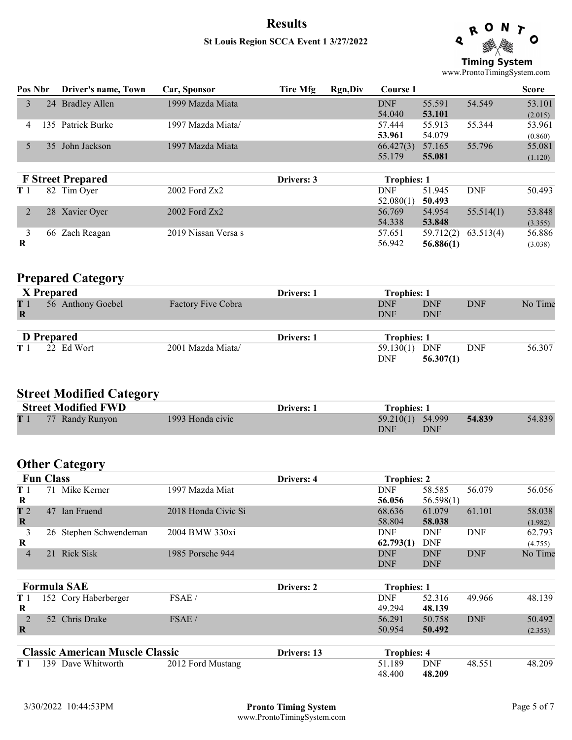# Results

**St Louis Region SCCA Event 1 3/27/2022**

| Pos | Nbr | Driver's name, Town | Car, Sponsor | Tire Mfg | Rgn,Div | Course 1 | | | Score |
|---|---|---|---|---|---|---|---|---|---|
| 3 | 24 | Bradley Allen | 1999 Mazda Miata | | | DNF | 55.591 | 54.549 | 53.101 |
| | | | | | | 54.040 | **53.101** | | (2.015) |
| 4 | 135 | Patrick Burke | 1997 Mazda Miata/ | | | 57.444 | 55.913 | 55.344 | 53.961 |
| | | | | | | **53.961** | 54.079 | | (0.860) |
| 5 | 35 | John Jackson | 1997 Mazda Miata | | | 66.427(3) | 57.165 | 55.796 | 55.081 |
| | | | | | | 55.179 | **55.081** | | (1.120) |

### F Street Prepared — Drivers: 3 — Trophies: 1

| Pos | Nbr | Driver's name, Town | Car, Sponsor | Tire Mfg | Rgn,Div | Course 1 | | | Score |
|---|---|---|---|---|---|---|---|---|---|
| T 1 | 82 | Tim Oyer | 2002 Ford Zx2 | | | DNF | 51.945 | DNF | 50.493 |
| | | | | | | 52.080(1) | **50.493** | | |
| 2 | 28 | Xavier Oyer | 2002 Ford Zx2 | | | 56.769 | 54.954 | 55.514(1) | 53.848 |
| | | | | | | 54.338 | **53.848** | | (3.355) |
| 3 | 66 | Zach Reagan | 2019 Nissan Versa s | | | 57.651 | 59.712(2) | 63.513(4) | 56.886 |
| R | | | | | | 56.942 | **56.886(1)** | | (3.038) |

## Prepared Category

### X Prepared — Drivers: 1 — Trophies: 1

| Pos | Nbr | Driver's name, Town | Car, Sponsor | Tire Mfg | Rgn,Div | Course 1 | | | Score |
|---|---|---|---|---|---|---|---|---|---|
| T 1 | 56 | Anthony Goebel | Factory Five Cobra | | | DNF | DNF | DNF | No Time |
| R | | | | | | DNF | DNF | | |

### D Prepared — Drivers: 1 — Trophies: 1

| Pos | Nbr | Driver's name, Town | Car, Sponsor | Tire Mfg | Rgn,Div | Course 1 | | | Score |
|---|---|---|---|---|---|---|---|---|---|
| T 1 | 22 | Ed Wort | 2001 Mazda Miata/ | | | 59.130(1) | DNF | DNF | 56.307 |
| | | | | | | DNF | **56.307(1)** | | |

## Street Modified Category

### Street Modified FWD — Drivers: 1 — Trophies: 1

| Pos | Nbr | Driver's name, Town | Car, Sponsor | Tire Mfg | Rgn,Div | Course 1 | | | Score |
|---|---|---|---|---|---|---|---|---|---|
| T 1 | 77 | Randy Runyon | 1993 Honda civic | | | 59.210(1) | 54.999 | **54.839** | 54.839 |
| | | | | | | DNF | DNF | | |

## Other Category

### Fun Class — Drivers: 4 — Trophies: 2

| Pos | Nbr | Driver's name, Town | Car, Sponsor | Tire Mfg | Rgn,Div | Course 1 | | | Score |
|---|---|---|---|---|---|---|---|---|---|
| T 1 | 71 | Mike Kerner | 1997 Mazda Miat | | | DNF | 58.585 | 56.079 | 56.056 |
| R | | | | | | **56.056** | 56.598(1) | | |
| T 2 | 47 | Ian Fruend | 2018 Honda Civic Si | | | 68.636 | 61.079 | 61.101 | 58.038 |
| R | | | | | | 58.804 | **58.038** | | (1.982) |
| 3 | 26 | Stephen Schwendeman | 2004 BMW 330xi | | | DNF | DNF | DNF | 62.793 |
| R | | | | | | **62.793(1)** | DNF | | (4.755) |
| 4 | 21 | Rick Sisk | 1985 Porsche 944 | | | DNF | DNF | DNF | No Time |
| | | | | | | DNF | DNF | | |

### Formula SAE — Drivers: 2 — Trophies: 1

| Pos | Nbr | Driver's name, Town | Car, Sponsor | Tire Mfg | Rgn,Div | Course 1 | | | Score |
|---|---|---|---|---|---|---|---|---|---|
| T 1 | 152 | Cory Haberberger | FSAE / | | | DNF | 52.316 | 49.966 | 48.139 |
| R | | | | | | 49.294 | **48.139** | | |
| 2 | 52 | Chris Drake | FSAE / | | | 56.291 | 50.758 | DNF | 50.492 |
| R | | | | | | 50.954 | **50.492** | | (2.353) |

### Classic American Muscle Classic — Drivers: 13 — Trophies: 4

| Pos | Nbr | Driver's name, Town | Car, Sponsor | Tire Mfg | Rgn,Div | Course 1 | | | Score |
|---|---|---|---|---|---|---|---|---|---|
| T 1 | 139 | Dave Whitworth | 2012 Ford Mustang | | | 51.189 | DNF | 48.551 | 48.209 |
| | | | | | | 48.400 | **48.209** | | |

3/30/2022 10:44:53PM — Pronto Timing System — www.ProntoTimingSystem.com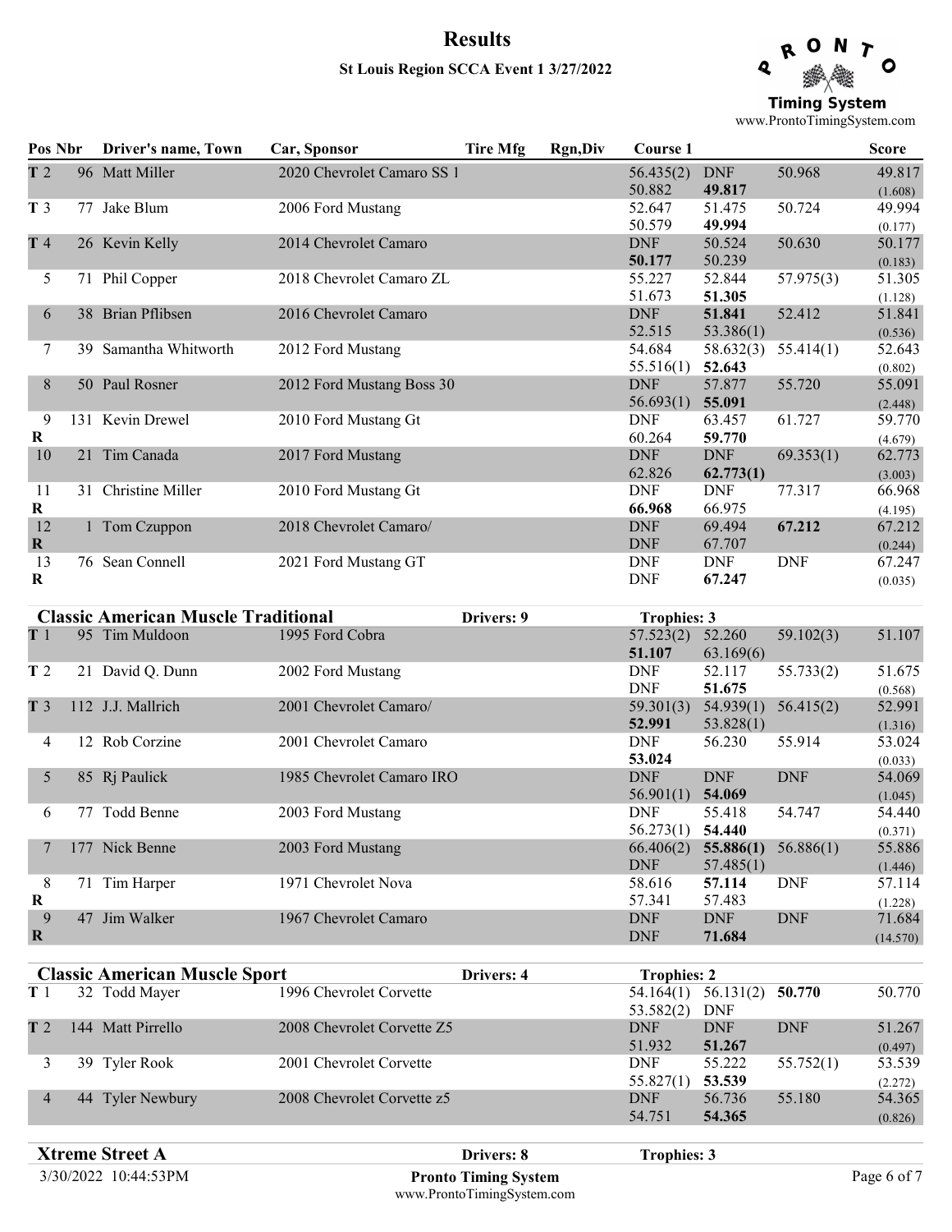# Results

**St Louis Region SCCA Event 1 3/27/2022**

| Pos | Nbr | Driver's name, Town | Car, Sponsor | Tire Mfg | Rgn,Div | Course 1 | | | Score |
|---|---|---|---|---|---|---|---|---|---|
| T 2 | 96 | Matt Miller | 2020 Chevrolet Camaro SS 1 | | | 56.435(2) | DNF | 50.968 | 49.817 |
| | | | | | | 50.882 | **49.817** | | (1.608) |
| T 3 | 77 | Jake Blum | 2006 Ford Mustang | | | 52.647 | 51.475 | 50.724 | 49.994 |
| | | | | | | 50.579 | **49.994** | | (0.177) |
| T 4 | 26 | Kevin Kelly | 2014 Chevrolet Camaro | | | DNF | 50.524 | 50.630 | 50.177 |
| | | | | | | **50.177** | 50.239 | | (0.183) |
| 5 | 71 | Phil Copper | 2018 Chevrolet Camaro ZL | | | 55.227 | 52.844 | 57.975(3) | 51.305 |
| | | | | | | 51.673 | **51.305** | | (1.128) |
| 6 | 38 | Brian Pflibsen | 2016 Chevrolet Camaro | | | DNF | **51.841** | 52.412 | 51.841 |
| | | | | | | 52.515 | 53.386(1) | | (0.536) |
| 7 | 39 | Samantha Whitworth | 2012 Ford Mustang | | | 54.684 | 58.632(3) | 55.414(1) | 52.643 |
| | | | | | | 55.516(1) | **52.643** | | (0.802) |
| 8 | 50 | Paul Rosner | 2012 Ford Mustang Boss 30 | | | DNF | 57.877 | 55.720 | 55.091 |
| | | | | | | 56.693(1) | **55.091** | | (2.448) |
| 9 R | 131 | Kevin Drewel | 2010 Ford Mustang Gt | | | DNF | 63.457 | 61.727 | 59.770 |
| | | | | | | 60.264 | **59.770** | | (4.679) |
| 10 | 21 | Tim Canada | 2017 Ford Mustang | | | DNF | DNF | 69.353(1) | 62.773 |
| | | | | | | 62.826 | **62.773(1)** | | (3.003) |
| 11 R | 31 | Christine Miller | 2010 Ford Mustang Gt | | | DNF | DNF | 77.317 | 66.968 |
| | | | | | | **66.968** | 66.975 | | (4.195) |
| 12 R | 1 | Tom Czuppon | 2018 Chevrolet Camaro/ | | | DNF | 69.494 | **67.212** | 67.212 |
| | | | | | | DNF | 67.707 | | (0.244) |
| 13 R | 76 | Sean Connell | 2021 Ford Mustang GT | | | DNF | DNF | DNF | 67.247 |
| | | | | | | DNF | **67.247** | | (0.035) |

## Classic American Muscle Traditional — Drivers: 9 — Trophies: 3

| Pos | Nbr | Driver's name, Town | Car, Sponsor | Tire Mfg | Rgn,Div | Course 1 | | | Score |
|---|---|---|---|---|---|---|---|---|---|
| T 1 | 95 | Tim Muldoon | 1995 Ford Cobra | | | 57.523(2) | 52.260 | 59.102(3) | 51.107 |
| | | | | | | **51.107** | 63.169(6) | | |
| T 2 | 21 | David Q. Dunn | 2002 Ford Mustang | | | DNF | 52.117 | 55.733(2) | 51.675 |
| | | | | | | DNF | **51.675** | | (0.568) |
| T 3 | 112 | J.J. Mallrich | 2001 Chevrolet Camaro/ | | | 59.301(3) | 54.939(1) | 56.415(2) | 52.991 |
| | | | | | | **52.991** | 53.828(1) | | (1.316) |
| 4 | 12 | Rob Corzine | 2001 Chevrolet Camaro | | | DNF | 56.230 | 55.914 | 53.024 |
| | | | | | | **53.024** | | | (0.033) |
| 5 | 85 | Rj Paulick | 1985 Chevrolet Camaro IRO | | | DNF | DNF | DNF | 54.069 |
| | | | | | | 56.901(1) | **54.069** | | (1.045) |
| 6 | 77 | Todd Benne | 2003 Ford Mustang | | | DNF | 55.418 | 54.747 | 54.440 |
| | | | | | | 56.273(1) | **54.440** | | (0.371) |
| 7 | 177 | Nick Benne | 2003 Ford Mustang | | | 66.406(2) | **55.886(1)** | 56.886(1) | 55.886 |
| | | | | | | DNF | 57.485(1) | | (1.446) |
| 8 R | 71 | Tim Harper | 1971 Chevrolet Nova | | | 58.616 | **57.114** | DNF | 57.114 |
| | | | | | | 57.341 | 57.483 | | (1.228) |
| 9 R | 47 | Jim Walker | 1967 Chevrolet Camaro | | | DNF | DNF | DNF | 71.684 |
| | | | | | | DNF | **71.684** | | (14.570) |

## Classic American Muscle Sport — Drivers: 4 — Trophies: 2

| Pos | Nbr | Driver's name, Town | Car, Sponsor | Tire Mfg | Rgn,Div | Course 1 | | | Score |
|---|---|---|---|---|---|---|---|---|---|
| T 1 | 32 | Todd Mayer | 1996 Chevrolet Corvette | | | 54.164(1) | 56.131(2) | **50.770** | 50.770 |
| | | | | | | 53.582(2) | DNF | | |
| T 2 | 144 | Matt Pirrello | 2008 Chevrolet Corvette Z5 | | | DNF | DNF | DNF | 51.267 |
| | | | | | | 51.932 | **51.267** | | (0.497) |
| 3 | 39 | Tyler Rook | 2001 Chevrolet Corvette | | | DNF | 55.222 | 55.752(1) | 53.539 |
| | | | | | | 55.827(1) | **53.539** | | (2.272) |
| 4 | 44 | Tyler Newbury | 2008 Chevrolet Corvette z5 | | | DNF | 56.736 | 55.180 | 54.365 |
| | | | | | | 54.751 | **54.365** | | (0.826) |

## Xtreme Street A — Drivers: 8 — Trophies: 3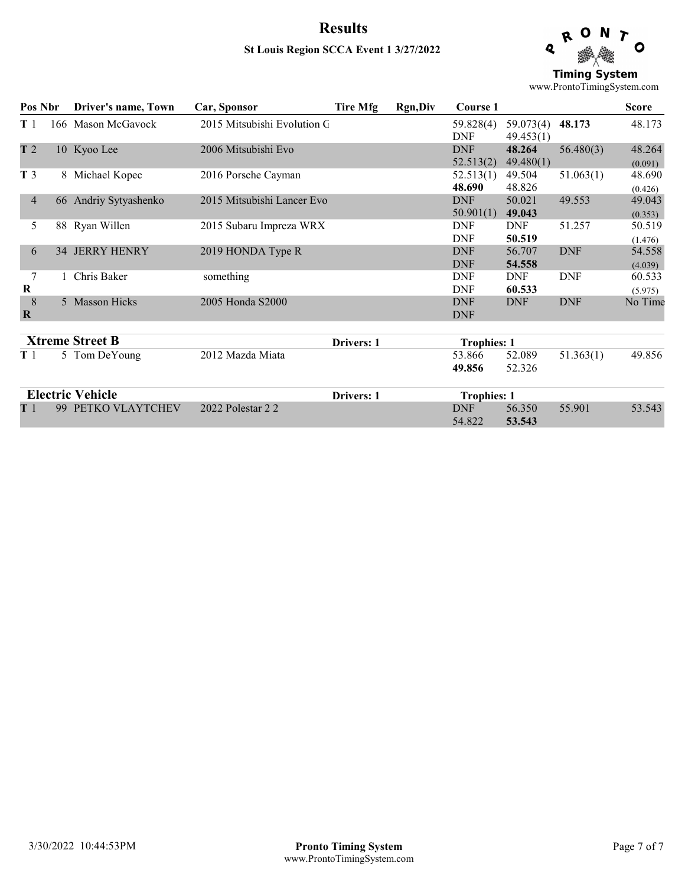# Results

**St Louis Region SCCA Event 1 3/27/2022**

| Pos | Nbr | Driver's name, Town | Car, Sponsor | Tire Mfg | Rgn,Div | Course 1 | | | Score |
|---|---|---|---|---|---|---|---|---|---|
| T 1 | 166 | Mason McGavock | 2015 Mitsubishi Evolution G | | | 59.828(4) | 59.073(4) | **48.173** | 48.173 |
| | | | | | | DNF | 49.453(1) | | |
| T 2 | 10 | Kyoo Lee | 2006 Mitsubishi Evo | | | DNF | **48.264** | 56.480(3) | 48.264 |
| | | | | | | 52.513(2) | 49.480(1) | | (0.091) |
| T 3 | 8 | Michael Kopec | 2016 Porsche Cayman | | | 52.513(1) | 49.504 | 51.063(1) | 48.690 |
| | | | | | | **48.690** | 48.826 | | (0.426) |
| 4 | 66 | Andriy Sytyashenko | 2015 Mitsubishi Lancer Evo | | | DNF | 50.021 | 49.553 | 49.043 |
| | | | | | | 50.901(1) | **49.043** | | (0.353) |
| 5 | 88 | Ryan Willen | 2015 Subaru Impreza WRX | | | DNF | DNF | 51.257 | 50.519 |
| | | | | | | DNF | **50.519** | | (1.476) |
| 6 | 34 | JERRY HENRY | 2019 HONDA Type R | | | DNF | 56.707 | DNF | 54.558 |
| | | | | | | DNF | **54.558** | | (4.039) |
| 7 R | 1 | Chris Baker | something | | | DNF | DNF | DNF | 60.533 |
| | | | | | | DNF | **60.533** | | (5.975) |
| 8 R | 5 | Masson Hicks | 2005 Honda S2000 | | | DNF | DNF | DNF | No Time |
| | | | | | | DNF | | | |

## Xtreme Street B

Drivers: 1 Trophies: 1

| Pos | Nbr | Driver's name, Town | Car, Sponsor | Tire Mfg | Rgn,Div | Course 1 | | | Score |
|---|---|---|---|---|---|---|---|---|---|
| T 1 | 5 | Tom DeYoung | 2012 Mazda Miata | | | 53.866 | 52.089 | 51.363(1) | 49.856 |
| | | | | | | **49.856** | 52.326 | | |

## Electric Vehicle

Drivers: 1 Trophies: 1

| Pos | Nbr | Driver's name, Town | Car, Sponsor | Tire Mfg | Rgn,Div | Course 1 | | | Score |
|---|---|---|---|---|---|---|---|---|---|
| T 1 | 99 | PETKO VLAYTCHEV | 2022 Polestar 2 2 | | | DNF | 56.350 | 55.901 | 53.543 |
| | | | | | | 54.822 | **53.543** | | |